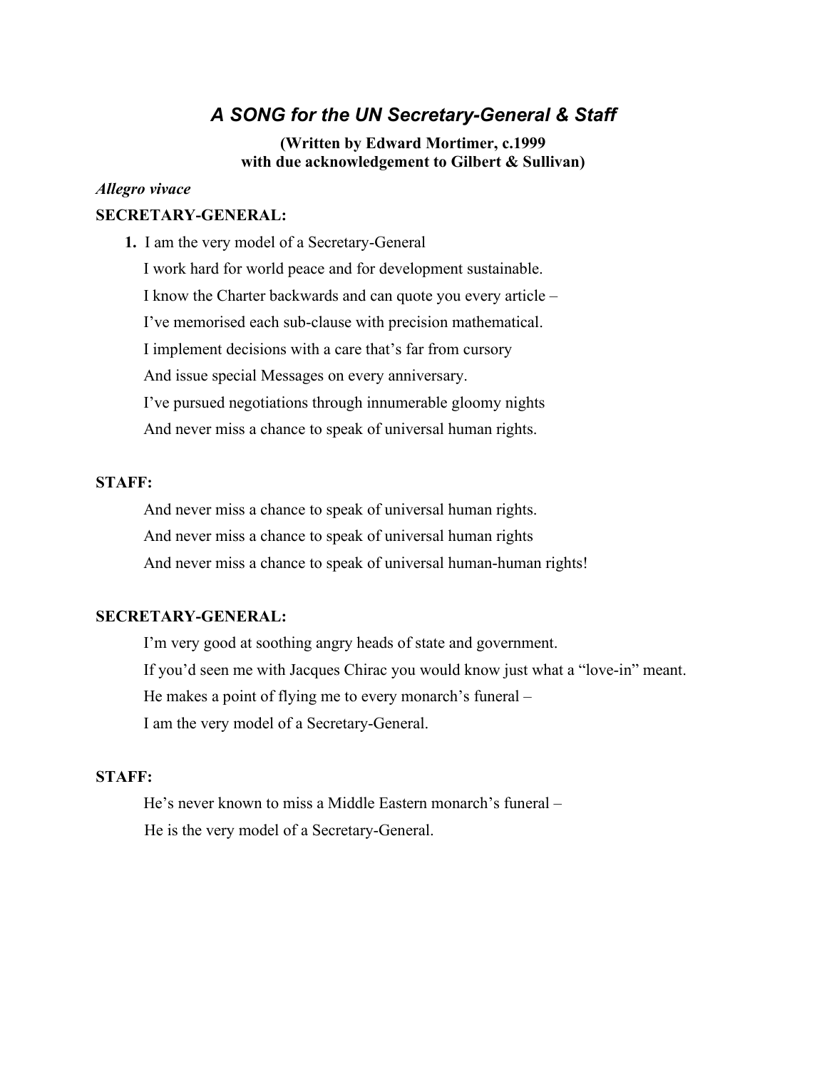# *A SONG for the UN Secretary-General & Staff*

**(Written by Edward Mortimer, c.1999**
**with due acknowledgement to Gilbert & Sullivan)**

*Allegro vivace*

**SECRETARY-GENERAL:**

**1.** I am the very model of a Secretary-General
I work hard for world peace and for development sustainable.
I know the Charter backwards and can quote you every article –
I've memorised each sub-clause with precision mathematical.
I implement decisions with a care that's far from cursory
And issue special Messages on every anniversary.
I've pursued negotiations through innumerable gloomy nights
And never miss a chance to speak of universal human rights.

**STAFF:**

And never miss a chance to speak of universal human rights.
And never miss a chance to speak of universal human rights
And never miss a chance to speak of universal human-human rights!

**SECRETARY-GENERAL:**

I'm very good at soothing angry heads of state and government.
If you'd seen me with Jacques Chirac you would know just what a "love-in" meant.
He makes a point of flying me to every monarch's funeral –
I am the very model of a Secretary-General.

**STAFF:**

He's never known to miss a Middle Eastern monarch's funeral –
He is the very model of a Secretary-General.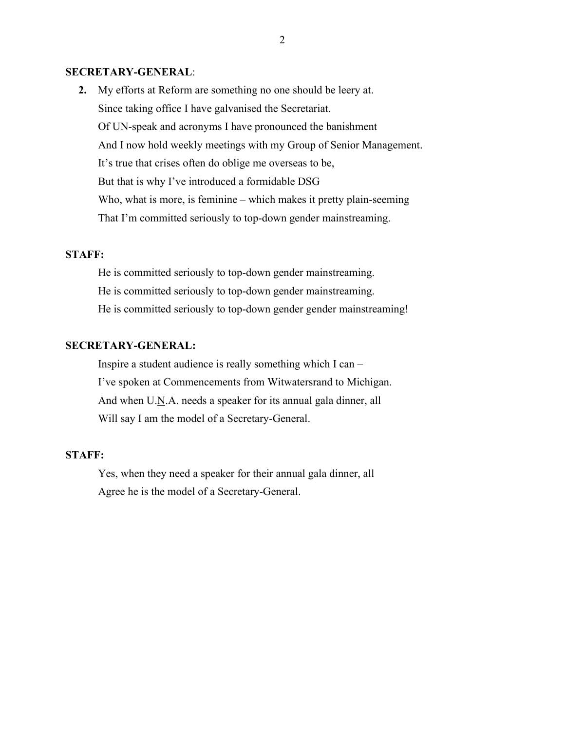**SECRETARY-GENERAL**:

**2.** My efforts at Reform are something no one should be leery at.
Since taking office I have galvanised the Secretariat.
Of UN-speak and acronyms I have pronounced the banishment
And I now hold weekly meetings with my Group of Senior Management.
It's true that crises often do oblige me overseas to be,
But that is why I've introduced a formidable DSG
Who, what is more, is feminine – which makes it pretty plain-seeming
That I'm committed seriously to top-down gender mainstreaming.

**STAFF:**

He is committed seriously to top-down gender mainstreaming.
He is committed seriously to top-down gender mainstreaming.
He is committed seriously to top-down gender gender mainstreaming!

**SECRETARY-GENERAL:**

Inspire a student audience is really something which I can –
I've spoken at Commencements from Witwatersrand to Michigan.
And when U.<u>N</u>.A. needs a speaker for its annual gala dinner, all
Will say I am the model of a Secretary-General.

**STAFF:**

Yes, when they need a speaker for their annual gala dinner, all
Agree he is the model of a Secretary-General.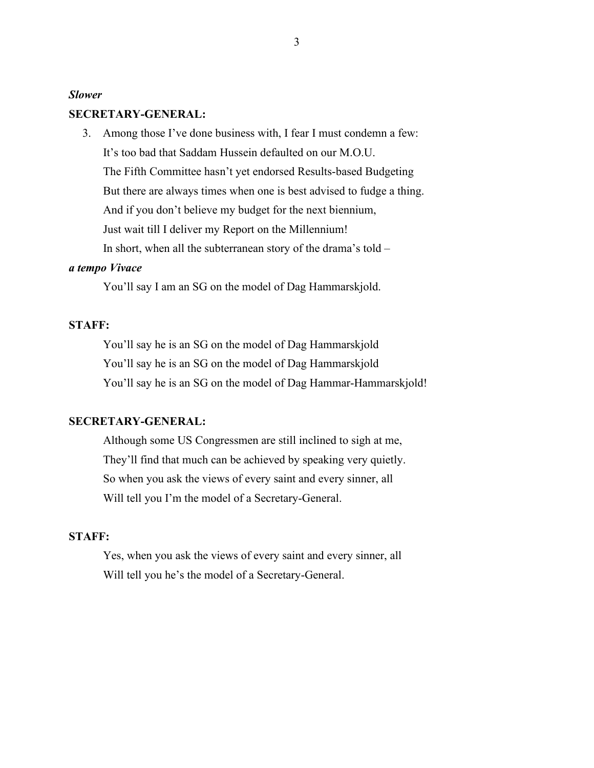***Slower***

**SECRETARY-GENERAL:**

3. Among those I've done business with, I fear I must condemn a few:
   It's too bad that Saddam Hussein defaulted on our M.O.U.
   The Fifth Committee hasn't yet endorsed Results-based Budgeting
   But there are always times when one is best advised to fudge a thing.
   And if you don't believe my budget for the next biennium,
   Just wait till I deliver my Report on the Millennium!
   In short, when all the subterranean story of the drama's told –

***a tempo Vivace***

   You'll say I am an SG on the model of Dag Hammarskjold.

**STAFF:**

   You'll say he is an SG on the model of Dag Hammarskjold
   You'll say he is an SG on the model of Dag Hammarskjold
   You'll say he is an SG on the model of Dag Hammar-Hammarskjold!

**SECRETARY-GENERAL:**

   Although some US Congressmen are still inclined to sigh at me,
   They'll find that much can be achieved by speaking very quietly.
   So when you ask the views of every saint and every sinner, all
   Will tell you I'm the model of a Secretary-General.

**STAFF:**

   Yes, when you ask the views of every saint and every sinner, all
   Will tell you he's the model of a Secretary-General.